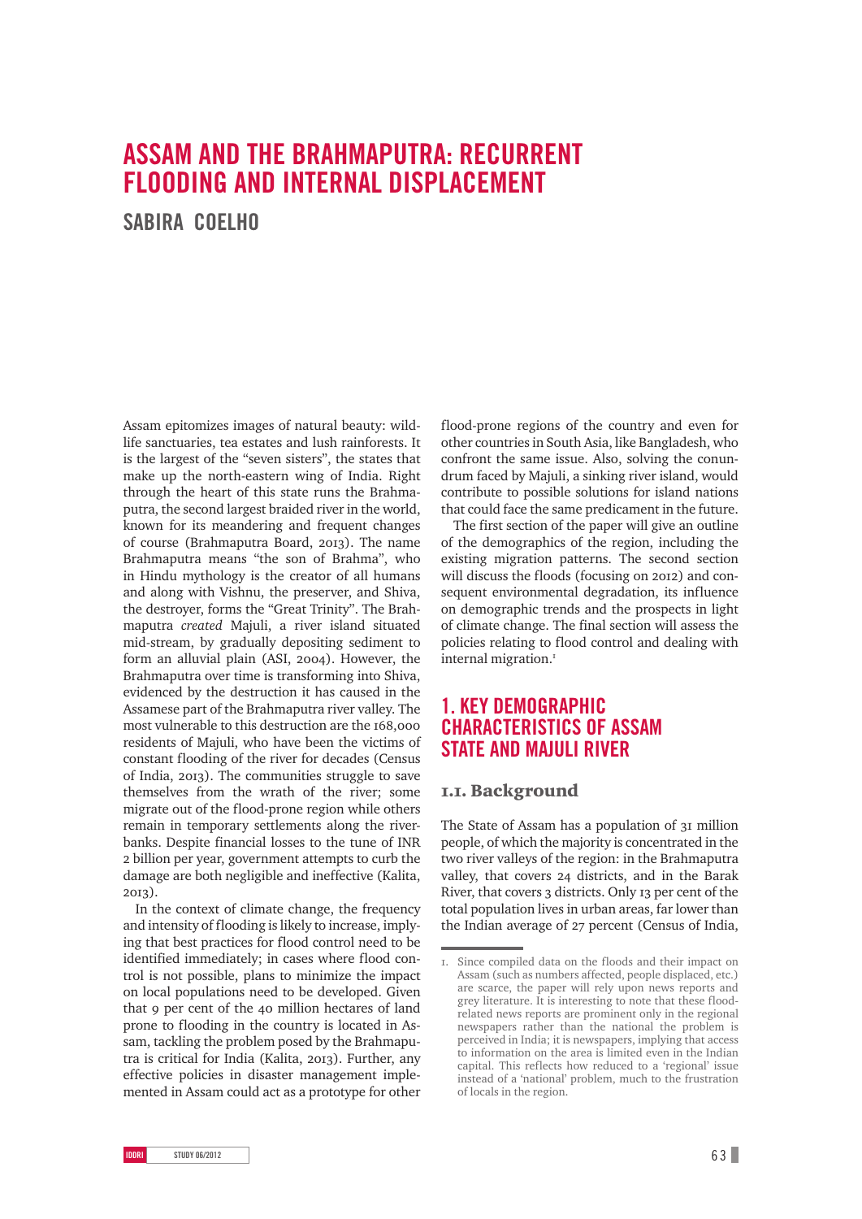# ASSAM AND THE BRAHMAPUTRA: RECURRENT FLOODING AND INTERNAL DISPLACEMENT

## SABIRA COELHO

Assam epitomizes images of natural beauty: wildlife sanctuaries, tea estates and lush rainforests. It is the largest of the "seven sisters", the states that make up the north-eastern wing of India. Right through the heart of this state runs the Brahmaputra, the second largest braided river in the world, known for its meandering and frequent changes of course (Brahmaputra Board, 2013). The name Brahmaputra means "the son of Brahma", who in Hindu mythology is the creator of all humans and along with Vishnu, the preserver, and Shiva, the destroyer, forms the "Great Trinity". The Brahmaputra *created* Majuli, a river island situated mid-stream, by gradually depositing sediment to form an alluvial plain (ASI, 2004). However, the Brahmaputra over time is transforming into Shiva, evidenced by the destruction it has caused in the Assamese part of the Brahmaputra river valley. The most vulnerable to this destruction are the 168,000 residents of Majuli, who have been the victims of constant flooding of the river for decades (Census of India, 2013). The communities struggle to save themselves from the wrath of the river; some migrate out of the flood-prone region while others remain in temporary settlements along the riverbanks. Despite financial losses to the tune of INR 2 billion per year, government attempts to curb the damage are both negligible and ineffective (Kalita, 2013).

In the context of climate change, the frequency and intensity of flooding is likely to increase, implying that best practices for flood control need to be identified immediately; in cases where flood control is not possible, plans to minimize the impact on local populations need to be developed. Given that 9 per cent of the 40 million hectares of land prone to flooding in the country is located in Assam, tackling the problem posed by the Brahmaputra is critical for India (Kalita, 2013). Further, any effective policies in disaster management implemented in Assam could act as a prototype for other flood-prone regions of the country and even for other countries in South Asia, like Bangladesh, who confront the same issue. Also, solving the conundrum faced by Majuli, a sinking river island, would contribute to possible solutions for island nations that could face the same predicament in the future.

The first section of the paper will give an outline of the demographics of the region, including the existing migration patterns. The second section will discuss the floods (focusing on 2012) and consequent environmental degradation, its influence on demographic trends and the prospects in light of climate change. The final section will assess the policies relating to flood control and dealing with internal migration.[1]

## 1. KEY DEMOGRAPHIC CHARACTERISTICS OF ASSAM STATE AND MAJULI RIVER

### 1.1. Background

The State of Assam has a population of 31 million people, of which the majority is concentrated in the two river valleys of the region: in the Brahmaputra valley, that covers 24 districts, and in the Barak River, that covers 3 districts. Only 13 per cent of the total population lives in urban areas, far lower than the Indian average of 27 percent (Census of India,

---

1. Since compiled data on the floods and their impact on Assam (such as numbers affected, people displaced, etc.) are scarce, the paper will rely upon news reports and grey literature. It is interesting to note that these flood-related news reports are prominent only in the regional newspapers rather than the national the problem is perceived in India; it is newspapers, implying that access to information on the area is limited even in the Indian capital. This reflects how reduced to a 'regional' issue instead of a 'national' problem, much to the frustration of locals in the region.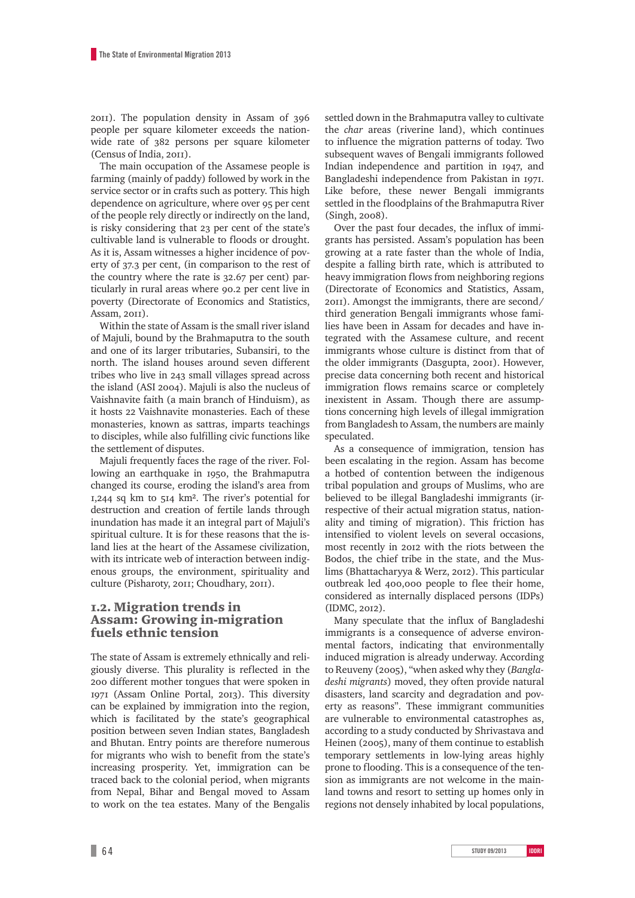2011). The population density in Assam of 396 people per square kilometer exceeds the nationwide rate of 382 persons per square kilometer (Census of India, 2011).

The main occupation of the Assamese people is farming (mainly of paddy) followed by work in the service sector or in crafts such as pottery. This high dependence on agriculture, where over 95 per cent of the people rely directly or indirectly on the land, is risky considering that 23 per cent of the state's cultivable land is vulnerable to floods or drought. As it is, Assam witnesses a higher incidence of poverty of 37.3 per cent, (in comparison to the rest of the country where the rate is 32.67 per cent) particularly in rural areas where 90.2 per cent live in poverty (Directorate of Economics and Statistics, Assam, 2011).

Within the state of Assam is the small river island of Majuli, bound by the Brahmaputra to the south and one of its larger tributaries, Subansiri, to the north. The island houses around seven different tribes who live in 243 small villages spread across the island (ASI 2004). Majuli is also the nucleus of Vaishnavite faith (a main branch of Hinduism), as it hosts 22 Vaishnavite monasteries. Each of these monasteries, known as sattras, imparts teachings to disciples, while also fulfilling civic functions like the settlement of disputes.

Majuli frequently faces the rage of the river. Following an earthquake in 1950, the Brahmaputra changed its course, eroding the island's area from 1,244 sq km to 514 km². The river's potential for destruction and creation of fertile lands through inundation has made it an integral part of Majuli's spiritual culture. It is for these reasons that the island lies at the heart of the Assamese civilization, with its intricate web of interaction between indigenous groups, the environment, spirituality and culture (Pisharoty, 2011; Choudhary, 2011).

## 1.2. Migration trends in Assam: Growing in-migration fuels ethnic tension

The state of Assam is extremely ethnically and religiously diverse. This plurality is reflected in the 200 different mother tongues that were spoken in 1971 (Assam Online Portal, 2013). This diversity can be explained by immigration into the region, which is facilitated by the state's geographical position between seven Indian states, Bangladesh and Bhutan. Entry points are therefore numerous for migrants who wish to benefit from the state's increasing prosperity. Yet, immigration can be traced back to the colonial period, when migrants from Nepal, Bihar and Bengal moved to Assam to work on the tea estates. Many of the Bengalis settled down in the Brahmaputra valley to cultivate the *char* areas (riverine land), which continues to influence the migration patterns of today. Two subsequent waves of Bengali immigrants followed Indian independence and partition in 1947, and Bangladeshi independence from Pakistan in 1971. Like before, these newer Bengali immigrants settled in the floodplains of the Brahmaputra River (Singh, 2008).

Over the past four decades, the influx of immigrants has persisted. Assam's population has been growing at a rate faster than the whole of India, despite a falling birth rate, which is attributed to heavy immigration flows from neighboring regions (Directorate of Economics and Statistics, Assam, 2011). Amongst the immigrants, there are second/third generation Bengali immigrants whose families have been in Assam for decades and have integrated with the Assamese culture, and recent immigrants whose culture is distinct from that of the older immigrants (Dasgupta, 2001). However, precise data concerning both recent and historical immigration flows remains scarce or completely inexistent in Assam. Though there are assumptions concerning high levels of illegal immigration from Bangladesh to Assam, the numbers are mainly speculated.

As a consequence of immigration, tension has been escalating in the region. Assam has become a hotbed of contention between the indigenous tribal population and groups of Muslims, who are believed to be illegal Bangladeshi immigrants (irrespective of their actual migration status, nationality and timing of migration). This friction has intensified to violent levels on several occasions, most recently in 2012 with the riots between the Bodos, the chief tribe in the state, and the Muslims (Bhattacharyya & Werz, 2012). This particular outbreak led 400,000 people to flee their home, considered as internally displaced persons (IDPs) (IDMC, 2012).

Many speculate that the influx of Bangladeshi immigrants is a consequence of adverse environmental factors, indicating that environmentally induced migration is already underway. According to Reuveny (2005), "when asked why they (*Bangladeshi migrants*) moved, they often provide natural disasters, land scarcity and degradation and poverty as reasons". These immigrant communities are vulnerable to environmental catastrophes as, according to a study conducted by Shrivastava and Heinen (2005), many of them continue to establish temporary settlements in low-lying areas highly prone to flooding. This is a consequence of the tension as immigrants are not welcome in the mainland towns and resort to setting up homes only in regions not densely inhabited by local populations,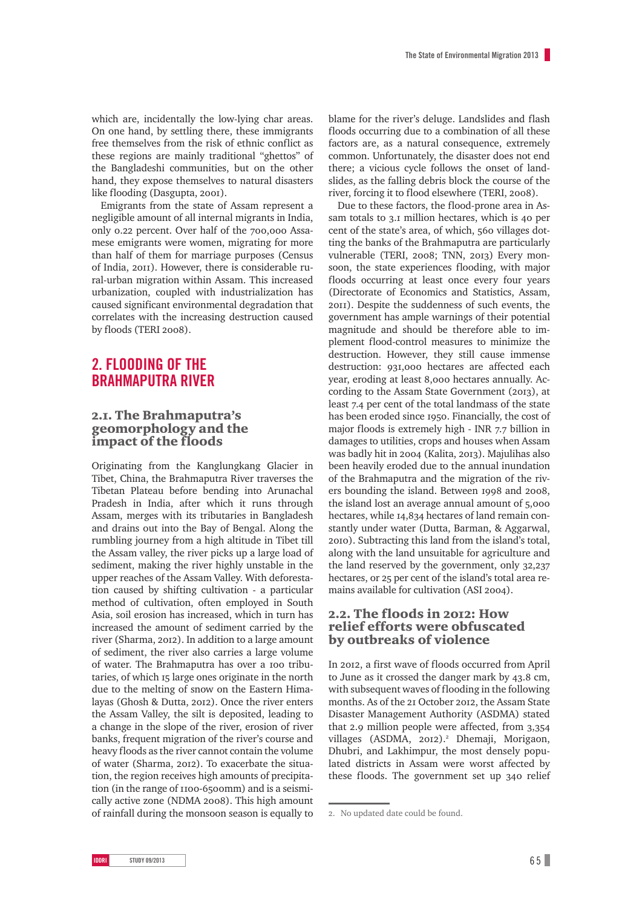which are, incidentally the low-lying char areas. On one hand, by settling there, these immigrants free themselves from the risk of ethnic conflict as these regions are mainly traditional "ghettos" of the Bangladeshi communities, but on the other hand, they expose themselves to natural disasters like flooding (Dasgupta, 2001).

Emigrants from the state of Assam represent a negligible amount of all internal migrants in India, only 0.22 percent. Over half of the 700,000 Assamese emigrants were women, migrating for more than half of them for marriage purposes (Census of India, 2011). However, there is considerable rural-urban migration within Assam. This increased urbanization, coupled with industrialization has caused significant environmental degradation that correlates with the increasing destruction caused by floods (TERI 2008).

## 2. FLOODING OF THE BRAHMAPUTRA RIVER

### 2.1. The Brahmaputra's geomorphology and the impact of the floods

Originating from the Kanglungkang Glacier in Tibet, China, the Brahmaputra River traverses the Tibetan Plateau before bending into Arunachal Pradesh in India, after which it runs through Assam, merges with its tributaries in Bangladesh and drains out into the Bay of Bengal. Along the rumbling journey from a high altitude in Tibet till the Assam valley, the river picks up a large load of sediment, making the river highly unstable in the upper reaches of the Assam Valley. With deforestation caused by shifting cultivation - a particular method of cultivation, often employed in South Asia, soil erosion has increased, which in turn has increased the amount of sediment carried by the river (Sharma, 2012). In addition to a large amount of sediment, the river also carries a large volume of water. The Brahmaputra has over a 100 tributaries, of which 15 large ones originate in the north due to the melting of snow on the Eastern Himalayas (Ghosh & Dutta, 2012). Once the river enters the Assam Valley, the silt is deposited, leading to a change in the slope of the river, erosion of river banks, frequent migration of the river's course and heavy floods as the river cannot contain the volume of water (Sharma, 2012). To exacerbate the situation, the region receives high amounts of precipitation (in the range of 1100-6500mm) and is a seismically active zone (NDMA 2008). This high amount of rainfall during the monsoon season is equally to blame for the river's deluge. Landslides and flash floods occurring due to a combination of all these factors are, as a natural consequence, extremely common. Unfortunately, the disaster does not end there; a vicious cycle follows the onset of landslides, as the falling debris block the course of the river, forcing it to flood elsewhere (TERI, 2008).

Due to these factors, the flood-prone area in Assam totals to 3.1 million hectares, which is 40 per cent of the state's area, of which, 560 villages dotting the banks of the Brahmaputra are particularly vulnerable (TERI, 2008; TNN, 2013) Every monsoon, the state experiences flooding, with major floods occurring at least once every four years (Directorate of Economics and Statistics, Assam, 2011). Despite the suddenness of such events, the government has ample warnings of their potential magnitude and should be therefore able to implement flood-control measures to minimize the destruction. However, they still cause immense destruction: 931,000 hectares are affected each year, eroding at least 8,000 hectares annually. According to the Assam State Government (2013), at least 7.4 per cent of the total landmass of the state has been eroded since 1950. Financially, the cost of major floods is extremely high - INR 7.7 billion in damages to utilities, crops and houses when Assam was badly hit in 2004 (Kalita, 2013). Majulihas also been heavily eroded due to the annual inundation of the Brahmaputra and the migration of the rivers bounding the island. Between 1998 and 2008, the island lost an average annual amount of 5,000 hectares, while 14,834 hectares of land remain constantly under water (Dutta, Barman, & Aggarwal, 2010). Subtracting this land from the island's total, along with the land unsuitable for agriculture and the land reserved by the government, only 32,237 hectares, or 25 per cent of the island's total area remains available for cultivation (ASI 2004).

### 2.2. The floods in 2012: How relief efforts were obfuscated by outbreaks of violence

In 2012, a first wave of floods occurred from April to June as it crossed the danger mark by 43.8 cm, with subsequent waves of flooding in the following months. As of the 21 October 2012, the Assam State Disaster Management Authority (ASDMA) stated that 2.9 million people were affected, from 3,354 villages (ASDMA, 2012).[2] Dhemaji, Morigaon, Dhubri, and Lakhimpur, the most densely populated districts in Assam were worst affected by these floods. The government set up 340 relief

2. No updated date could be found.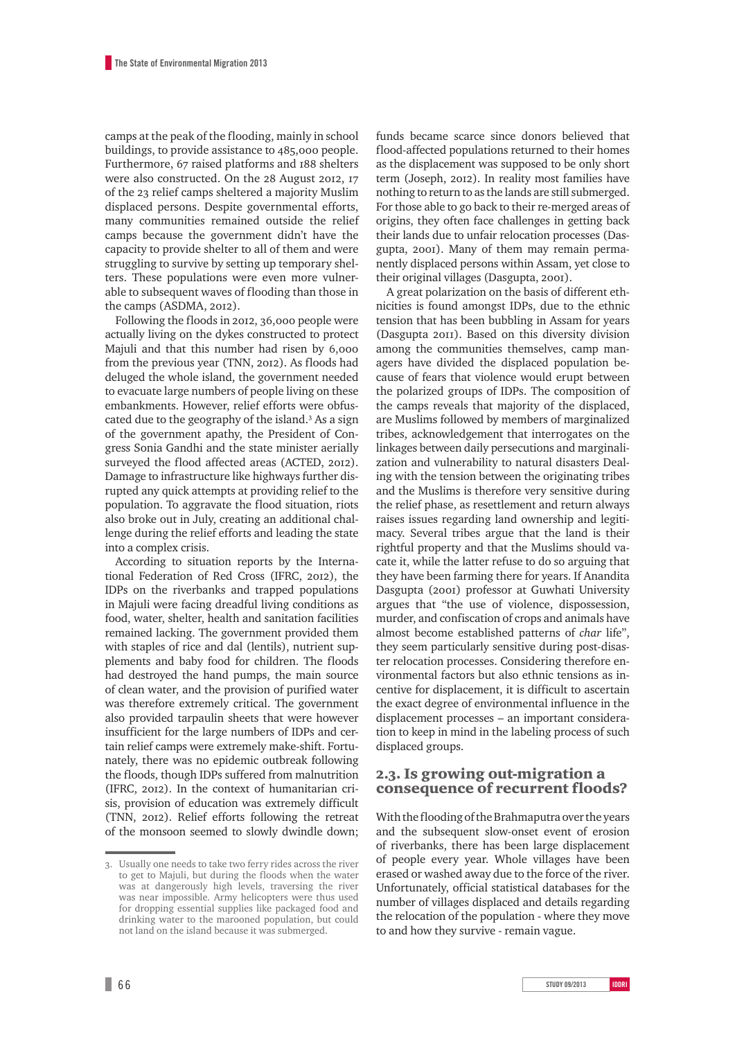camps at the peak of the flooding, mainly in school buildings, to provide assistance to 485,000 people. Furthermore, 67 raised platforms and 188 shelters were also constructed. On the 28 August 2012, 17 of the 23 relief camps sheltered a majority Muslim displaced persons. Despite governmental efforts, many communities remained outside the relief camps because the government didn't have the capacity to provide shelter to all of them and were struggling to survive by setting up temporary shelters. These populations were even more vulnerable to subsequent waves of flooding than those in the camps (ASDMA, 2012).

Following the floods in 2012, 36,000 people were actually living on the dykes constructed to protect Majuli and that this number had risen by 6,000 from the previous year (TNN, 2012). As floods had deluged the whole island, the government needed to evacuate large numbers of people living on these embankments. However, relief efforts were obfuscated due to the geography of the island.[3] As a sign of the government apathy, the President of Congress Sonia Gandhi and the state minister aerially surveyed the flood affected areas (ACTED, 2012). Damage to infrastructure like highways further disrupted any quick attempts at providing relief to the population. To aggravate the flood situation, riots also broke out in July, creating an additional challenge during the relief efforts and leading the state into a complex crisis.

According to situation reports by the International Federation of Red Cross (IFRC, 2012), the IDPs on the riverbanks and trapped populations in Majuli were facing dreadful living conditions as food, water, shelter, health and sanitation facilities remained lacking. The government provided them with staples of rice and dal (lentils), nutrient supplements and baby food for children. The floods had destroyed the hand pumps, the main source of clean water, and the provision of purified water was therefore extremely critical. The government also provided tarpaulin sheets that were however insufficient for the large numbers of IDPs and certain relief camps were extremely make-shift. Fortunately, there was no epidemic outbreak following the floods, though IDPs suffered from malnutrition (IFRC, 2012). In the context of humanitarian crisis, provision of education was extremely difficult (TNN, 2012). Relief efforts following the retreat of the monsoon seemed to slowly dwindle down; funds became scarce since donors believed that flood-affected populations returned to their homes as the displacement was supposed to be only short term (Joseph, 2012). In reality most families have nothing to return to as the lands are still submerged. For those able to go back to their re-merged areas of origins, they often face challenges in getting back their lands due to unfair relocation processes (Dasgupta, 2001). Many of them may remain permanently displaced persons within Assam, yet close to their original villages (Dasgupta, 2001).

A great polarization on the basis of different ethnicities is found amongst IDPs, due to the ethnic tension that has been bubbling in Assam for years (Dasgupta 2011). Based on this diversity division among the communities themselves, camp managers have divided the displaced population because of fears that violence would erupt between the polarized groups of IDPs. The composition of the camps reveals that majority of the displaced, are Muslims followed by members of marginalized tribes, acknowledgement that interrogates on the linkages between daily persecutions and marginalization and vulnerability to natural disasters Dealing with the tension between the originating tribes and the Muslims is therefore very sensitive during the relief phase, as resettlement and return always raises issues regarding land ownership and legitimacy. Several tribes argue that the land is their rightful property and that the Muslims should vacate it, while the latter refuse to do so arguing that they have been farming there for years. If Anandita Dasgupta (2001) professor at Guwahati University argues that "the use of violence, dispossession, murder, and confiscation of crops and animals have almost become established patterns of *char* life", they seem particularly sensitive during post-disaster relocation processes. Considering therefore environmental factors but also ethnic tensions as incentive for displacement, it is difficult to ascertain the exact degree of environmental influence in the displacement processes – an important consideration to keep in mind in the labeling process of such displaced groups.

## 2.3. Is growing out-migration a consequence of recurrent floods?

With the flooding of the Brahmaputra over the years and the subsequent slow-onset event of erosion of riverbanks, there has been large displacement of people every year. Whole villages have been erased or washed away due to the force of the river. Unfortunately, official statistical databases for the number of villages displaced and details regarding the relocation of the population - where they move to and how they survive - remain vague.

3. Usually one needs to take two ferry rides across the river to get to Majuli, but during the floods when the water was at dangerously high levels, traversing the river was near impossible. Army helicopters were thus used for dropping essential supplies like packaged food and drinking water to the marooned population, but could not land on the island because it was submerged.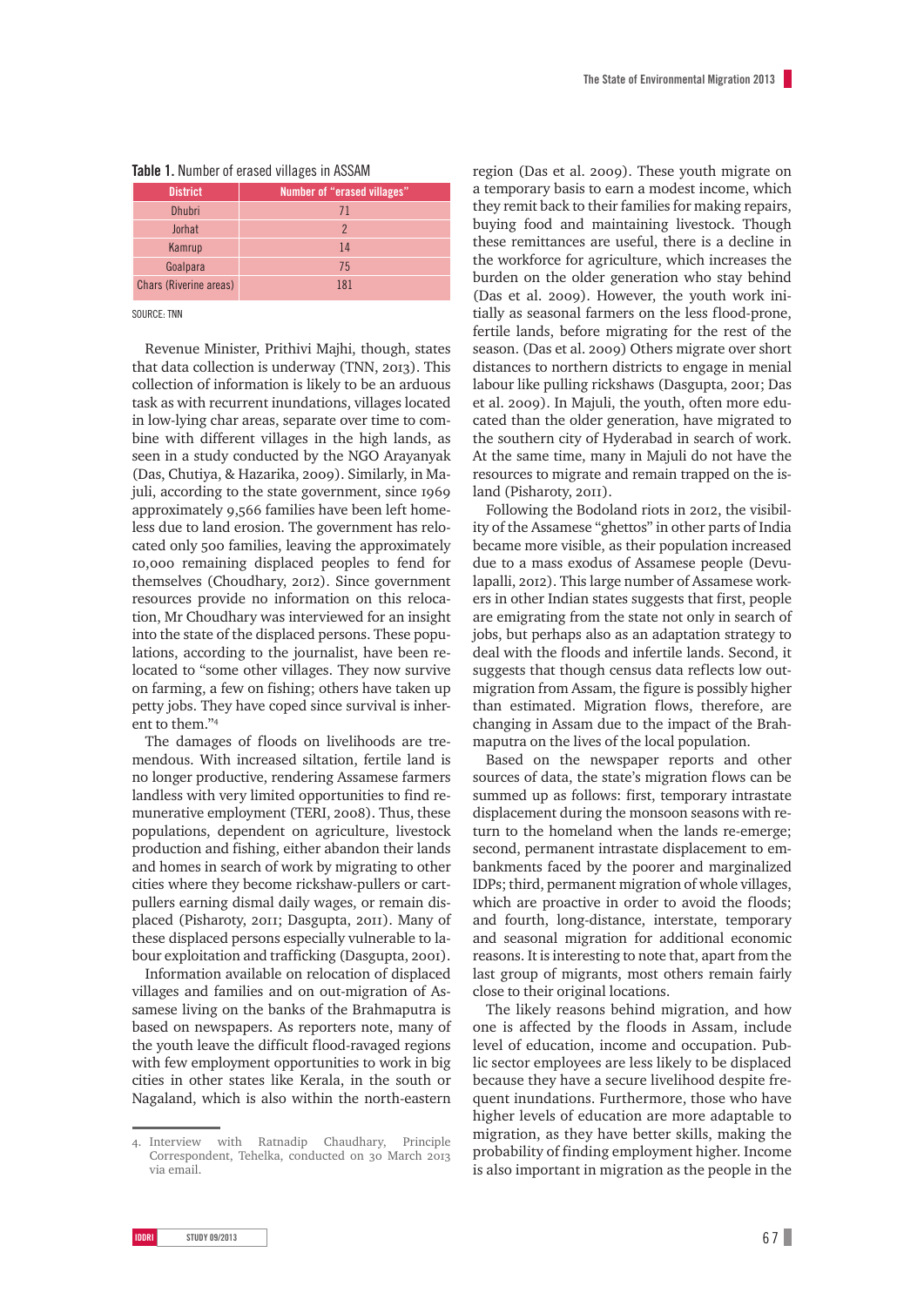**Table 1.** Number of erased villages in ASSAM

| District | Number of "erased villages" |
|---|---|
| Dhubri | 71 |
| Jorhat | 2 |
| Kamrup | 14 |
| Goalpara | 75 |
| Chars (Riverine areas) | 181 |

SOURCE: TNN

Revenue Minister, Prithivi Majhi, though, states that data collection is underway (TNN, 2013). This collection of information is likely to be an arduous task as with recurrent inundations, villages located in low-lying char areas, separate over time to combine with different villages in the high lands, as seen in a study conducted by the NGO Arayanyak (Das, Chutiya, & Hazarika, 2009). Similarly, in Majuli, according to the state government, since 1969 approximately 9,566 families have been left homeless due to land erosion. The government has relocated only 500 families, leaving the approximately 10,000 remaining displaced peoples to fend for themselves (Choudhary, 2012). Since government resources provide no information on this relocation, Mr Choudhary was interviewed for an insight into the state of the displaced persons. These populations, according to the journalist, have been relocated to "some other villages. They now survive on farming, a few on fishing; others have taken up petty jobs. They have coped since survival is inherent to them."[4]

The damages of floods on livelihoods are tremendous. With increased siltation, fertile land is no longer productive, rendering Assamese farmers landless with very limited opportunities to find remunerative employment (TERI, 2008). Thus, these populations, dependent on agriculture, livestock production and fishing, either abandon their lands and homes in search of work by migrating to other cities where they become rickshaw-pullers or cart-pullers earning dismal daily wages, or remain displaced (Pisharoty, 2011; Dasgupta, 2011). Many of these displaced persons especially vulnerable to labour exploitation and trafficking (Dasgupta, 2011).

Information available on relocation of displaced villages and families and on out-migration of Assamese living on the banks of the Brahmaputra is based on newspapers. As reporters note, many of the youth leave the difficult flood-ravaged regions with few employment opportunities to work in big cities in other states like Kerala, in the south or Nagaland, which is also within the north-eastern region (Das et al. 2009). These youth migrate on a temporary basis to earn a modest income, which they remit back to their families for making repairs, buying food and maintaining livestock. Though these remittances are useful, there is a decline in the workforce for agriculture, which increases the burden on the older generation who stay behind (Das et al. 2009). However, the youth work initially as seasonal farmers on the less flood-prone, fertile lands, before migrating for the rest of the season. (Das et al. 2009) Others migrate over short distances to northern districts to engage in menial labour like pulling rickshaws (Dasgupta, 2001; Das et al. 2009). In Majuli, the youth, often more educated than the older generation, have migrated to the southern city of Hyderabad in search of work. At the same time, many in Majuli do not have the resources to migrate and remain trapped on the island (Pisharoty, 2011).

Following the Bodoland riots in 2012, the visibility of the Assamese "ghettos" in other parts of India became more visible, as their population increased due to a mass exodus of Assamese people (Devulapalli, 2012). This large number of Assamese workers in other Indian states suggests that first, people are emigrating from the state not only in search of jobs, but perhaps also as an adaptation strategy to deal with the floods and infertile lands. Second, it suggests that though census data reflects low outmigration from Assam, the figure is possibly higher than estimated. Migration flows, therefore, are changing in Assam due to the impact of the Brahmaputra on the lives of the local population.

Based on the newspaper reports and other sources of data, the state's migration flows can be summed up as follows: first, temporary intrastate displacement during the monsoon seasons with return to the homeland when the lands re-emerge; second, permanent intrastate displacement to embankments faced by the poorer and marginalized IDPs; third, permanent migration of whole villages, which are proactive in order to avoid the floods; and fourth, long-distance, interstate, temporary and seasonal migration for additional economic reasons. It is interesting to note that, apart from the last group of migrants, most others remain fairly close to their original locations.

The likely reasons behind migration, and how one is affected by the floods in Assam, include level of education, income and occupation. Public sector employees are less likely to be displaced because they have a secure livelihood despite frequent inundations. Furthermore, those who have higher levels of education are more adaptable to migration, as they have better skills, making the probability of finding employment higher. Income is also important in migration as the people in the

4. Interview with Ratnadip Chaudhary, Principle Correspondent, Tehelka, conducted on 30 March 2013 via email.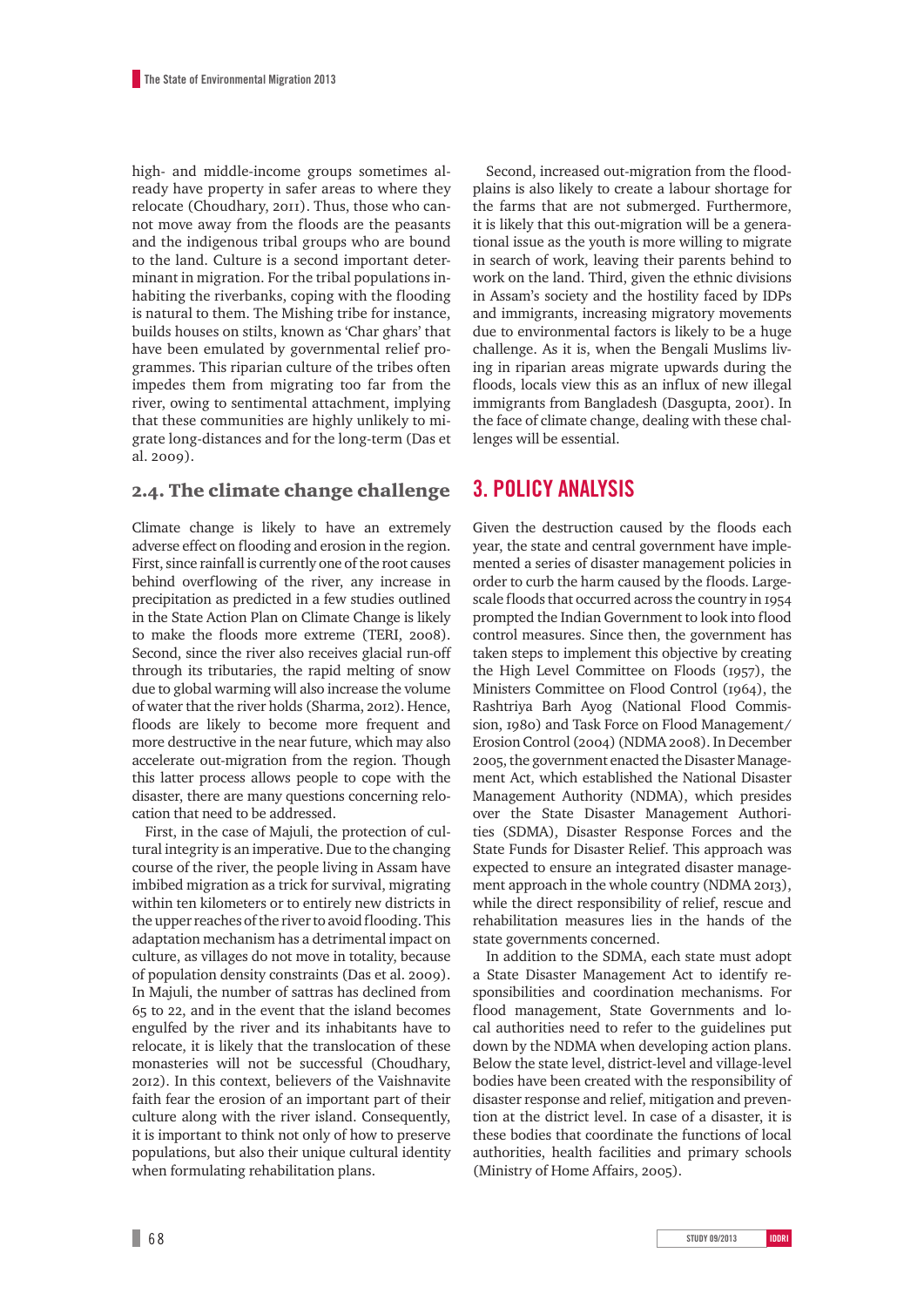high- and middle-income groups sometimes already have property in safer areas to where they relocate (Choudhary, 2011). Thus, those who cannot move away from the floods are the peasants and the indigenous tribal groups who are bound to the land. Culture is a second important determinant in migration. For the tribal populations inhabiting the riverbanks, coping with the flooding is natural to them. The Mishing tribe for instance, builds houses on stilts, known as 'Char ghars' that have been emulated by governmental relief programmes. This riparian culture of the tribes often impedes them from migrating too far from the river, owing to sentimental attachment, implying that these communities are highly unlikely to migrate long-distances and for the long-term (Das et al. 2009).

### 2.4. The climate change challenge

Climate change is likely to have an extremely adverse effect on flooding and erosion in the region. First, since rainfall is currently one of the root causes behind overflowing of the river, any increase in precipitation as predicted in a few studies outlined in the State Action Plan on Climate Change is likely to make the floods more extreme (TERI, 2008). Second, since the river also receives glacial run-off through its tributaries, the rapid melting of snow due to global warming will also increase the volume of water that the river holds (Sharma, 2012). Hence, floods are likely to become more frequent and more destructive in the near future, which may also accelerate out-migration from the region. Though this latter process allows people to cope with the disaster, there are many questions concerning relocation that need to be addressed.

First, in the case of Majuli, the protection of cultural integrity is an imperative. Due to the changing course of the river, the people living in Assam have imbibed migration as a trick for survival, migrating within ten kilometers or to entirely new districts in the upper reaches of the river to avoid flooding. This adaptation mechanism has a detrimental impact on culture, as villages do not move in totality, because of population density constraints (Das et al. 2009). In Majuli, the number of sattras has declined from 65 to 22, and in the event that the island becomes engulfed by the river and its inhabitants have to relocate, it is likely that the translocation of these monasteries will not be successful (Choudhary, 2012). In this context, believers of the Vaishnavite faith fear the erosion of an important part of their culture along with the river island. Consequently, it is important to think not only of how to preserve populations, but also their unique cultural identity when formulating rehabilitation plans.

Second, increased out-migration from the floodplains is also likely to create a labour shortage for the farms that are not submerged. Furthermore, it is likely that this out-migration will be a generational issue as the youth is more willing to migrate in search of work, leaving their parents behind to work on the land. Third, given the ethnic divisions in Assam's society and the hostility faced by IDPs and immigrants, increasing migratory movements due to environmental factors is likely to be a huge challenge. As it is, when the Bengali Muslims living in riparian areas migrate upwards during the floods, locals view this as an influx of new illegal immigrants from Bangladesh (Dasgupta, 2001). In the face of climate change, dealing with these challenges will be essential.

## 3. POLICY ANALYSIS

Given the destruction caused by the floods each year, the state and central government have implemented a series of disaster management policies in order to curb the harm caused by the floods. Large-scale floods that occurred across the country in 1954 prompted the Indian Government to look into flood control measures. Since then, the government has taken steps to implement this objective by creating the High Level Committee on Floods (1957), the Ministers Committee on Flood Control (1964), the Rashtriya Barh Ayog (National Flood Commission, 1980) and Task Force on Flood Management/ Erosion Control (2004) (NDMA 2008). In December 2005, the government enacted the Disaster Management Act, which established the National Disaster Management Authority (NDMA), which presides over the State Disaster Management Authorities (SDMA), Disaster Response Forces and the State Funds for Disaster Relief. This approach was expected to ensure an integrated disaster management approach in the whole country (NDMA 2013), while the direct responsibility of relief, rescue and rehabilitation measures lies in the hands of the state governments concerned.

In addition to the SDMA, each state must adopt a State Disaster Management Act to identify responsibilities and coordination mechanisms. For flood management, State Governments and local authorities need to refer to the guidelines put down by the NDMA when developing action plans. Below the state level, district-level and village-level bodies have been created with the responsibility of disaster response and relief, mitigation and prevention at the district level. In case of a disaster, it is these bodies that coordinate the functions of local authorities, health facilities and primary schools (Ministry of Home Affairs, 2005).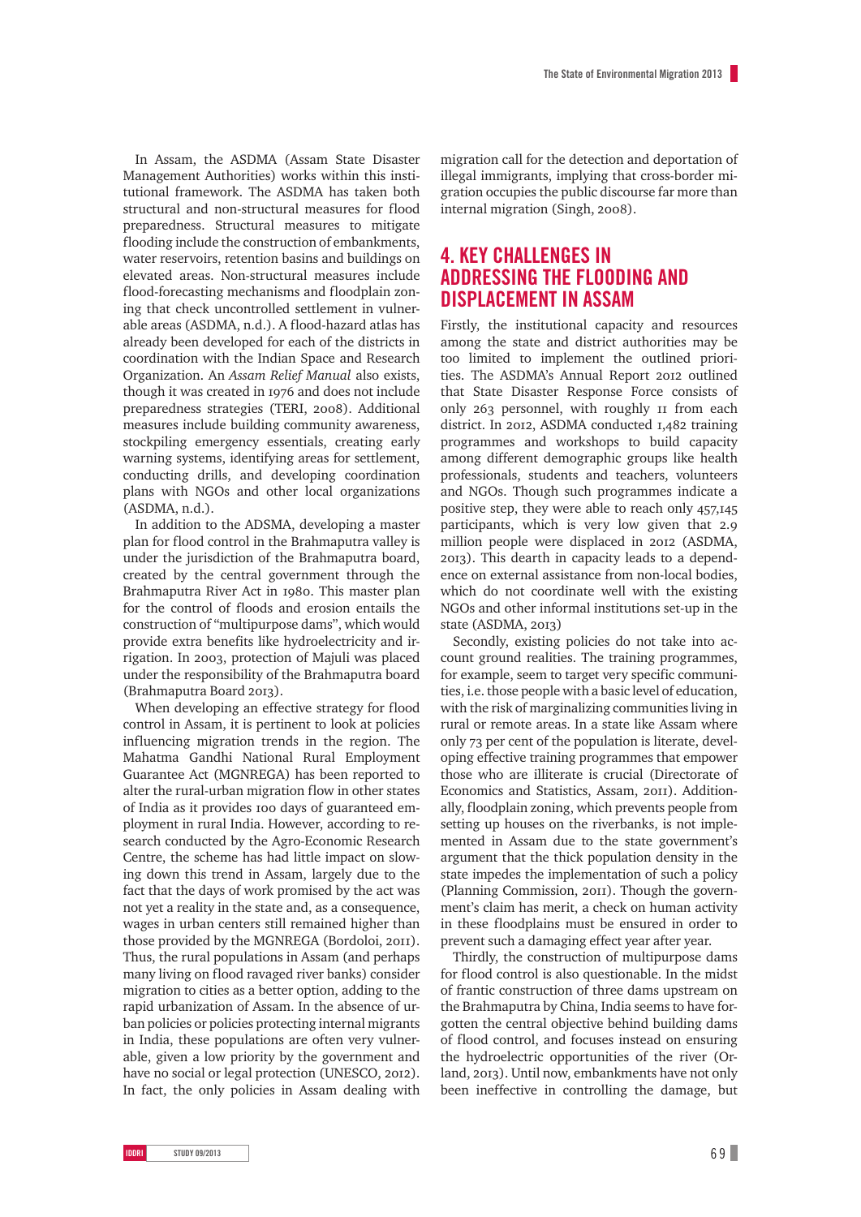In Assam, the ASDMA (Assam State Disaster Management Authorities) works within this institutional framework. The ASDMA has taken both structural and non-structural measures for flood preparedness. Structural measures to mitigate flooding include the construction of embankments, water reservoirs, retention basins and buildings on elevated areas. Non-structural measures include flood-forecasting mechanisms and floodplain zoning that check uncontrolled settlement in vulnerable areas (ASDMA, n.d.). A flood-hazard atlas has already been developed for each of the districts in coordination with the Indian Space and Research Organization. An *Assam Relief Manual* also exists, though it was created in 1976 and does not include preparedness strategies (TERI, 2008). Additional measures include building community awareness, stockpiling emergency essentials, creating early warning systems, identifying areas for settlement, conducting drills, and developing coordination plans with NGOs and other local organizations (ASDMA, n.d.).

In addition to the ADSMA, developing a master plan for flood control in the Brahmaputra valley is under the jurisdiction of the Brahmaputra board, created by the central government through the Brahmaputra River Act in 1980. This master plan for the control of floods and erosion entails the construction of "multipurpose dams", which would provide extra benefits like hydroelectricity and irrigation. In 2003, protection of Majuli was placed under the responsibility of the Brahmaputra board (Brahmaputra Board 2013).

When developing an effective strategy for flood control in Assam, it is pertinent to look at policies influencing migration trends in the region. The Mahatma Gandhi National Rural Employment Guarantee Act (MGNREGA) has been reported to alter the rural-urban migration flow in other states of India as it provides 100 days of guaranteed employment in rural India. However, according to research conducted by the Agro-Economic Research Centre, the scheme has had little impact on slowing down this trend in Assam, largely due to the fact that the days of work promised by the act was not yet a reality in the state and, as a consequence, wages in urban centers still remained higher than those provided by the MGNREGA (Bordoloi, 2011). Thus, the rural populations in Assam (and perhaps many living on flood ravaged river banks) consider migration to cities as a better option, adding to the rapid urbanization of Assam. In the absence of urban policies or policies protecting internal migrants in India, these populations are often very vulnerable, given a low priority by the government and have no social or legal protection (UNESCO, 2012). In fact, the only policies in Assam dealing with migration call for the detection and deportation of illegal immigrants, implying that cross-border migration occupies the public discourse far more than internal migration (Singh, 2008).

## 4. KEY CHALLENGES IN ADDRESSING THE FLOODING AND DISPLACEMENT IN ASSAM

Firstly, the institutional capacity and resources among the state and district authorities may be too limited to implement the outlined priorities. The ASDMA's Annual Report 2012 outlined that State Disaster Response Force consists of only 263 personnel, with roughly 11 from each district. In 2012, ASDMA conducted 1,482 training programmes and workshops to build capacity among different demographic groups like health professionals, students and teachers, volunteers and NGOs. Though such programmes indicate a positive step, they were able to reach only 457,145 participants, which is very low given that 2.9 million people were displaced in 2012 (ASDMA, 2013). This dearth in capacity leads to a dependence on external assistance from non-local bodies, which do not coordinate well with the existing NGOs and other informal institutions set-up in the state (ASDMA, 2013)

Secondly, existing policies do not take into account ground realities. The training programmes, for example, seem to target very specific communities, i.e. those people with a basic level of education, with the risk of marginalizing communities living in rural or remote areas. In a state like Assam where only 73 per cent of the population is literate, developing effective training programmes that empower those who are illiterate is crucial (Directorate of Economics and Statistics, Assam, 2011). Additionally, floodplain zoning, which prevents people from setting up houses on the riverbanks, is not implemented in Assam due to the state government's argument that the thick population density in the state impedes the implementation of such a policy (Planning Commission, 2011). Though the government's claim has merit, a check on human activity in these floodplains must be ensured in order to prevent such a damaging effect year after year.

Thirdly, the construction of multipurpose dams for flood control is also questionable. In the midst of frantic construction of three dams upstream on the Brahmaputra by China, India seems to have forgotten the central objective behind building dams of flood control, and focuses instead on ensuring the hydroelectric opportunities of the river (Orland, 2013). Until now, embankments have not only been ineffective in controlling the damage, but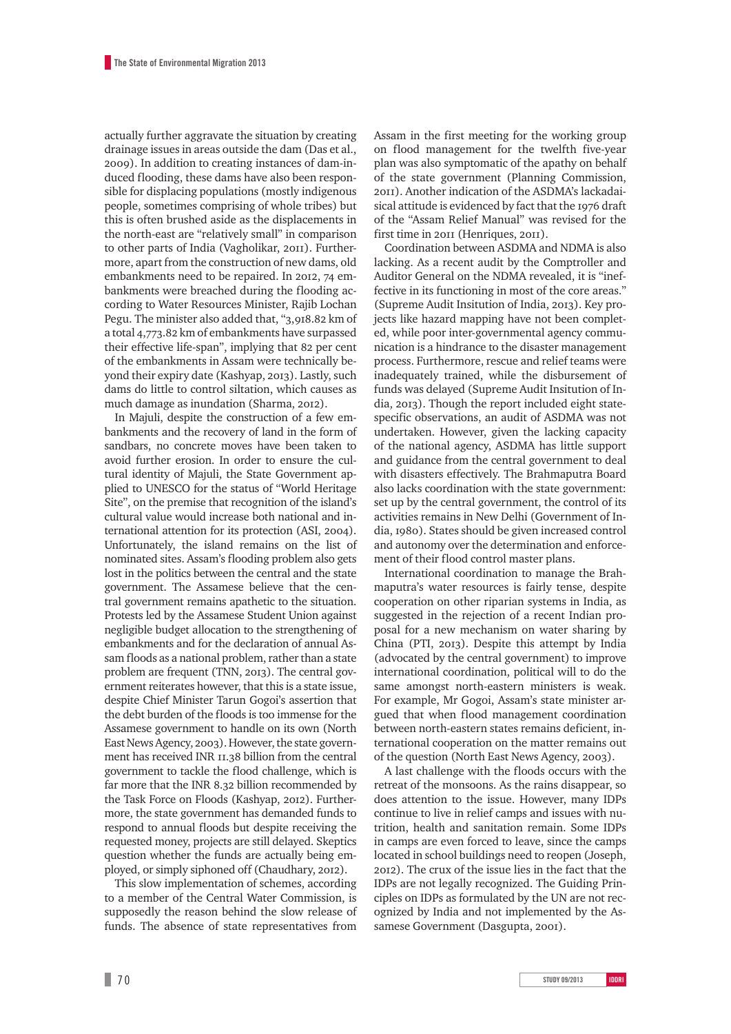actually further aggravate the situation by creating drainage issues in areas outside the dam (Das et al., 2009). In addition to creating instances of dam-induced flooding, these dams have also been responsible for displacing populations (mostly indigenous people, sometimes comprising of whole tribes) but this is often brushed aside as the displacements in the north-east are "relatively small" in comparison to other parts of India (Vagholikar, 2011). Furthermore, apart from the construction of new dams, old embankments need to be repaired. In 2012, 74 embankments were breached during the flooding according to Water Resources Minister, Rajib Lochan Pegu. The minister also added that, "3,918.82 km of a total 4,773.82 km of embankments have surpassed their effective life-span", implying that 82 per cent of the embankments in Assam were technically beyond their expiry date (Kashyap, 2013). Lastly, such dams do little to control siltation, which causes as much damage as inundation (Sharma, 2012).

In Majuli, despite the construction of a few embankments and the recovery of land in the form of sandbars, no concrete moves have been taken to avoid further erosion. In order to ensure the cultural identity of Majuli, the State Government applied to UNESCO for the status of "World Heritage Site", on the premise that recognition of the island's cultural value would increase both national and international attention for its protection (ASI, 2004). Unfortunately, the island remains on the list of nominated sites. Assam's flooding problem also gets lost in the politics between the central and the state government. The Assamese believe that the central government remains apathetic to the situation. Protests led by the Assamese Student Union against negligible budget allocation to the strengthening of embankments and for the declaration of annual Assam floods as a national problem, rather than a state problem are frequent (TNN, 2013). The central government reiterates however, that this is a state issue, despite Chief Minister Tarun Gogoi's assertion that the debt burden of the floods is too immense for the Assamese government to handle on its own (North East News Agency, 2003). However, the state government has received INR 11.38 billion from the central government to tackle the flood challenge, which is far more that the INR 8.32 billion recommended by the Task Force on Floods (Kashyap, 2012). Furthermore, the state government has demanded funds to respond to annual floods but despite receiving the requested money, projects are still delayed. Skeptics question whether the funds are actually being employed, or simply siphoned off (Chaudhary, 2012).

This slow implementation of schemes, according to a member of the Central Water Commission, is supposedly the reason behind the slow release of funds. The absence of state representatives from Assam in the first meeting for the working group on flood management for the twelfth five-year plan was also symptomatic of the apathy on behalf of the state government (Planning Commission, 2011). Another indication of the ASDMA's lackadaisical attitude is evidenced by fact that the 1976 draft of the "Assam Relief Manual" was revised for the first time in 2011 (Henriques, 2011).

Coordination between ASDMA and NDMA is also lacking. As a recent audit by the Comptroller and Auditor General on the NDMA revealed, it is "ineffective in its functioning in most of the core areas." (Supreme Audit Insitution of India, 2013). Key projects like hazard mapping have not been completed, while poor inter-governmental agency communication is a hindrance to the disaster management process. Furthermore, rescue and relief teams were inadequately trained, while the disbursement of funds was delayed (Supreme Audit Insitution of India, 2013). Though the report included eight state-specific observations, an audit of ASDMA was not undertaken. However, given the lacking capacity of the national agency, ASDMA has little support and guidance from the central government to deal with disasters effectively. The Brahmaputra Board also lacks coordination with the state government: set up by the central government, the control of its activities remains in New Delhi (Government of India, 1980). States should be given increased control and autonomy over the determination and enforcement of their flood control master plans.

International coordination to manage the Brahmaputra's water resources is fairly tense, despite cooperation on other riparian systems in India, as suggested in the rejection of a recent Indian proposal for a new mechanism on water sharing by China (PTI, 2013). Despite this attempt by India (advocated by the central government) to improve international coordination, political will to do the same amongst north-eastern ministers is weak. For example, Mr Gogoi, Assam's state minister argued that when flood management coordination between north-eastern states remains deficient, international cooperation on the matter remains out of the question (North East News Agency, 2003).

A last challenge with the floods occurs with the retreat of the monsoons. As the rains disappear, so does attention to the issue. However, many IDPs continue to live in relief camps and issues with nutrition, health and sanitation remain. Some IDPs in camps are even forced to leave, since the camps located in school buildings need to reopen (Joseph, 2012). The crux of the issue lies in the fact that the IDPs are not legally recognized. The Guiding Principles on IDPs as formulated by the UN are not recognized by India and not implemented by the Assamese Government (Dasgupta, 2001).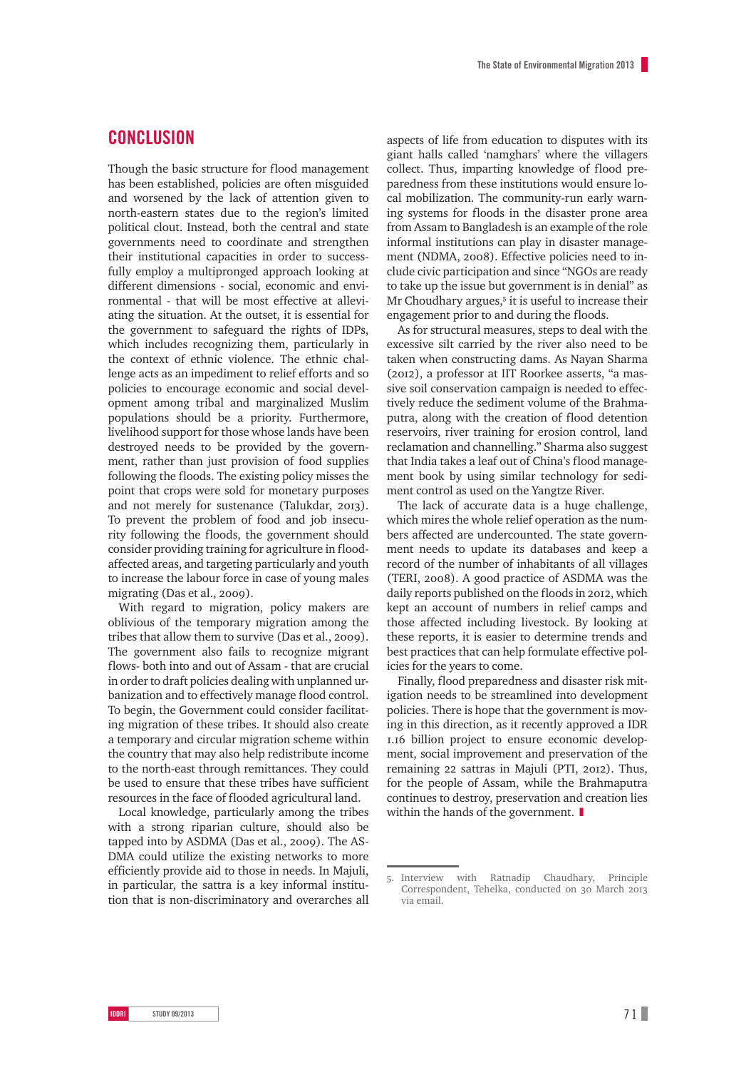## CONCLUSION

Though the basic structure for flood management has been established, policies are often misguided and worsened by the lack of attention given to north-eastern states due to the region's limited political clout. Instead, both the central and state governments need to coordinate and strengthen their institutional capacities in order to successfully employ a multipronged approach looking at different dimensions - social, economic and environmental - that will be most effective at alleviating the situation. At the outset, it is essential for the government to safeguard the rights of IDPs, which includes recognizing them, particularly in the context of ethnic violence. The ethnic challenge acts as an impediment to relief efforts and so policies to encourage economic and social development among tribal and marginalized Muslim populations should be a priority. Furthermore, livelihood support for those whose lands have been destroyed needs to be provided by the government, rather than just provision of food supplies following the floods. The existing policy misses the point that crops were sold for monetary purposes and not merely for sustenance (Talukdar, 2013). To prevent the problem of food and job insecurity following the floods, the government should consider providing training for agriculture in flood-affected areas, and targeting particularly and youth to increase the labour force in case of young males migrating (Das et al., 2009).

With regard to migration, policy makers are oblivious of the temporary migration among the tribes that allow them to survive (Das et al., 2009). The government also fails to recognize migrant flows- both into and out of Assam - that are crucial in order to draft policies dealing with unplanned urbanization and to effectively manage flood control. To begin, the Government could consider facilitating migration of these tribes. It should also create a temporary and circular migration scheme within the country that may also help redistribute income to the north-east through remittances. They could be used to ensure that these tribes have sufficient resources in the face of flooded agricultural land.

Local knowledge, particularly among the tribes with a strong riparian culture, should also be tapped into by ASDMA (Das et al., 2009). The ASDMA could utilize the existing networks to more efficiently provide aid to those in needs. In Majuli, in particular, the sattra is a key informal institution that is non-discriminatory and overarches all aspects of life from education to disputes with its giant halls called 'namghars' where the villagers collect. Thus, imparting knowledge of flood preparedness from these institutions would ensure local mobilization. The community-run early warning systems for floods in the disaster prone area from Assam to Bangladesh is an example of the role informal institutions can play in disaster management (NDMA, 2008). Effective policies need to include civic participation and since "NGOs are ready to take up the issue but government is in denial" as Mr Choudhary argues,[5] it is useful to increase their engagement prior to and during the floods.

As for structural measures, steps to deal with the excessive silt carried by the river also need to be taken when constructing dams. As Nayan Sharma (2012), a professor at IIT Roorkee asserts, "a massive soil conservation campaign is needed to effectively reduce the sediment volume of the Brahmaputra, along with the creation of flood detention reservoirs, river training for erosion control, land reclamation and channelling." Sharma also suggest that India takes a leaf out of China's flood management book by using similar technology for sediment control as used on the Yangtze River.

The lack of accurate data is a huge challenge, which mires the whole relief operation as the numbers affected are undercounted. The state government needs to update its databases and keep a record of the number of inhabitants of all villages (TERI, 2008). A good practice of ASDMA was the daily reports published on the floods in 2012, which kept an account of numbers in relief camps and those affected including livestock. By looking at these reports, it is easier to determine trends and best practices that can help formulate effective policies for the years to come.

Finally, flood preparedness and disaster risk mitigation needs to be streamlined into development policies. There is hope that the government is moving in this direction, as it recently approved a IDR 1.16 billion project to ensure economic development, social improvement and preservation of the remaining 22 sattras in Majuli (PTI, 2012). Thus, for the people of Assam, while the Brahmaputra continues to destroy, preservation and creation lies within the hands of the government.

5. Interview with Ratnadip Chaudhary, Principle Correspondent, Tehelka, conducted on 30 March 2013 via email.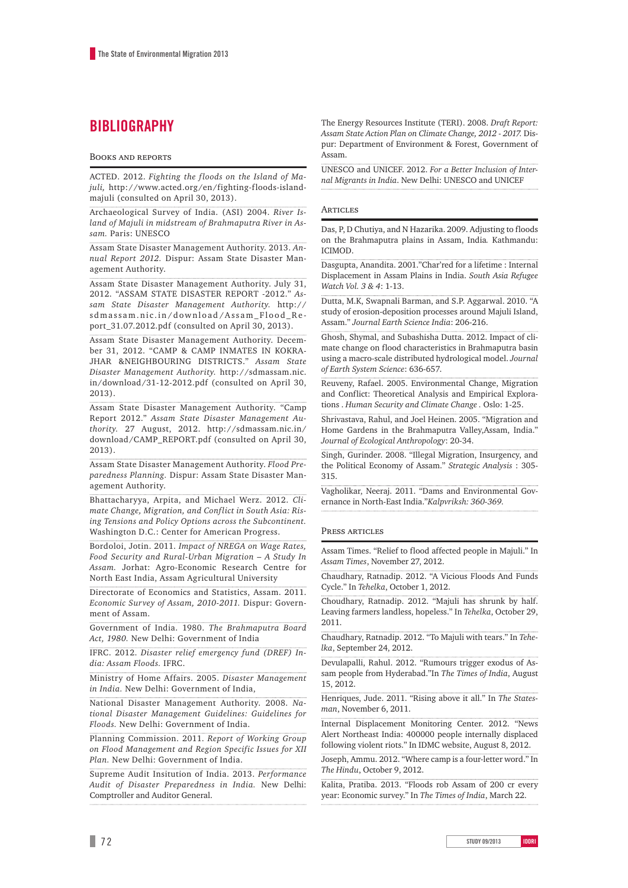## BIBLIOGRAPHY

### Books and reports

ACTED. 2012. *Fighting the floods on the Island of Majuli,* http://www.acted.org/en/fighting-floods-island-majuli (consulted on April 30, 2013).

Archaeological Survey of India. (ASI) 2004. *River Island of Majuli in midstream of Brahmaputra River in Assam.* Paris: UNESCO

Assam State Disaster Management Authority. 2013. *Annual Report 2012.* Dispur: Assam State Disaster Management Authority.

Assam State Disaster Management Authority. July 31, 2012. "ASSAM STATE DISASTER REPORT -2012." *Assam State Disaster Management Authority.* http://sdmassam.nic.in/download/Assam_Flood_Report_31.07.2012.pdf (consulted on April 30, 2013).

Assam State Disaster Management Authority. December 31, 2012. "CAMP & CAMP INMATES IN KOKRAJHAR &NEIGHBOURING DISTRICTS." *Assam State Disaster Management Authority.* http://sdmassam.nic.in/download/31-12-2012.pdf (consulted on April 30, 2013).

Assam State Disaster Management Authority. "Camp Report 2012." *Assam State Disaster Management Authority.* 27 August, 2012. http://sdmassam.nic.in/download/CAMP_REPORT.pdf (consulted on April 30, 2013).

Assam State Disaster Management Authority. *Flood Preparedness Planning.* Dispur: Assam State Disaster Management Authority.

Bhattacharyya, Arpita, and Michael Werz. 2012. *Climate Change, Migration, and Conflict in South Asia: Rising Tensions and Policy Options across the Subcontinent.* Washington D.C.: Center for American Progress.

Bordoloi, Jotin. 2011. *Impact of NREGA on Wage Rates, Food Security and Rural-Urban Migration – A Study In Assam.* Jorhat: Agro-Economic Research Centre for North East India, Assam Agricultural University

Directorate of Economics and Statistics, Assam. 2011. *Economic Survey of Assam, 2010-2011.* Dispur: Government of Assam.

Government of India. 1980. *The Brahmaputra Board Act, 1980.* New Delhi: Government of India

IFRC. 2012. *Disaster relief emergency fund (DREF) India: Assam Floods.* IFRC.

Ministry of Home Affairs. 2005. *Disaster Management in India.* New Delhi: Government of India,

National Disaster Management Authority. 2008. *National Disaster Management Guidelines: Guidelines for Floods.* New Delhi: Government of India.

Planning Commission. 2011. *Report of Working Group on Flood Management and Region Specific Issues for XII Plan.* New Delhi: Government of India.

Supreme Audit Insitution of India. 2013. *Performance Audit of Disaster Preparedness in India.* New Delhi: Comptroller and Auditor General.

The Energy Resources Institute (TERI). 2008. *Draft Report: Assam State Action Plan on Climate Change, 2012 - 2017.* Dispur: Department of Environment & Forest, Government of Assam.

UNESCO and UNICEF. 2012. *For a Better Inclusion of Internal Migrants in India*. New Delhi: UNESCO and UNICEF

### Articles

Das, P, D Chutiya, and N Hazarika. 2009. Adjusting to floods on the Brahmaputra plains in Assam, India*.* Kathmandu: ICIMOD.

Dasgupta, Anandita. 2001."Char'red for a lifetime : Internal Displacement in Assam Plains in India. *South Asia Refugee Watch Vol. 3 & 4*: 1-13.

Dutta, M.K, Swapnali Barman, and S.P. Aggarwal. 2010. "A study of erosion-deposition processes around Majuli Island, Assam." *Journal Earth Science India*: 206-216.

Ghosh, Shymal, and Subashisha Dutta. 2012. Impact of climate change on flood characteristics in Brahmaputra basin using a macro-scale distributed hydrological model. *Journal of Earth System Science*: 636-657.

Reuveny, Rafael. 2005. Environmental Change, Migration and Conflict: Theoretical Analysis and Empirical Explorations . *Human Security and Climate Change* . Oslo: 1-25.

Shrivastava, Rahul, and Joel Heinen. 2005. "Migration and Home Gardens in the Brahmaputra Valley,Assam, India." *Journal of Ecological Anthropology*: 20-34.

Singh, Gurinder. 2008. "Illegal Migration, Insurgency, and the Political Economy of Assam." *Strategic Analysis* : 305-315.

Vagholikar, Neeraj. 2011. "Dams and Environmental Governance in North-East India."*Kalpvriksh: 360-369.*

### Press articles

Assam Times. "Relief to flood affected people in Majuli." In *Assam Times*, November 27, 2012.

Chaudhary, Ratnadip. 2012. "A Vicious Floods And Funds Cycle." In *Tehelka*, October 1, 2012.

Choudhary, Ratnadip. 2012. "Majuli has shrunk by half. Leaving farmers landless, hopeless." In *Tehelka*, October 29, 2011.

Chaudhary, Ratnadip. 2012. "To Majuli with tears." In *Tehelka*, September 24, 2012.

Devulapalli, Rahul. 2012. "Rumours trigger exodus of Assam people from Hyderabad."In *The Times of India*, August 15, 2012.

Henriques, Jude. 2011. "Rising above it all." In *The Statesman*, November 6, 2011.

Internal Displacement Monitoring Center. 2012. "News Alert Northeast India: 400000 people internally displaced following violent riots." In IDMC website, August 8, 2012.

Joseph, Ammu. 2012. "Where camp is a four-letter word." In *The Hindu*, October 9, 2012.

Kalita, Pratiba. 2013. "Floods rob Assam of 200 cr every year: Economic survey." In *The Times of India*, March 22.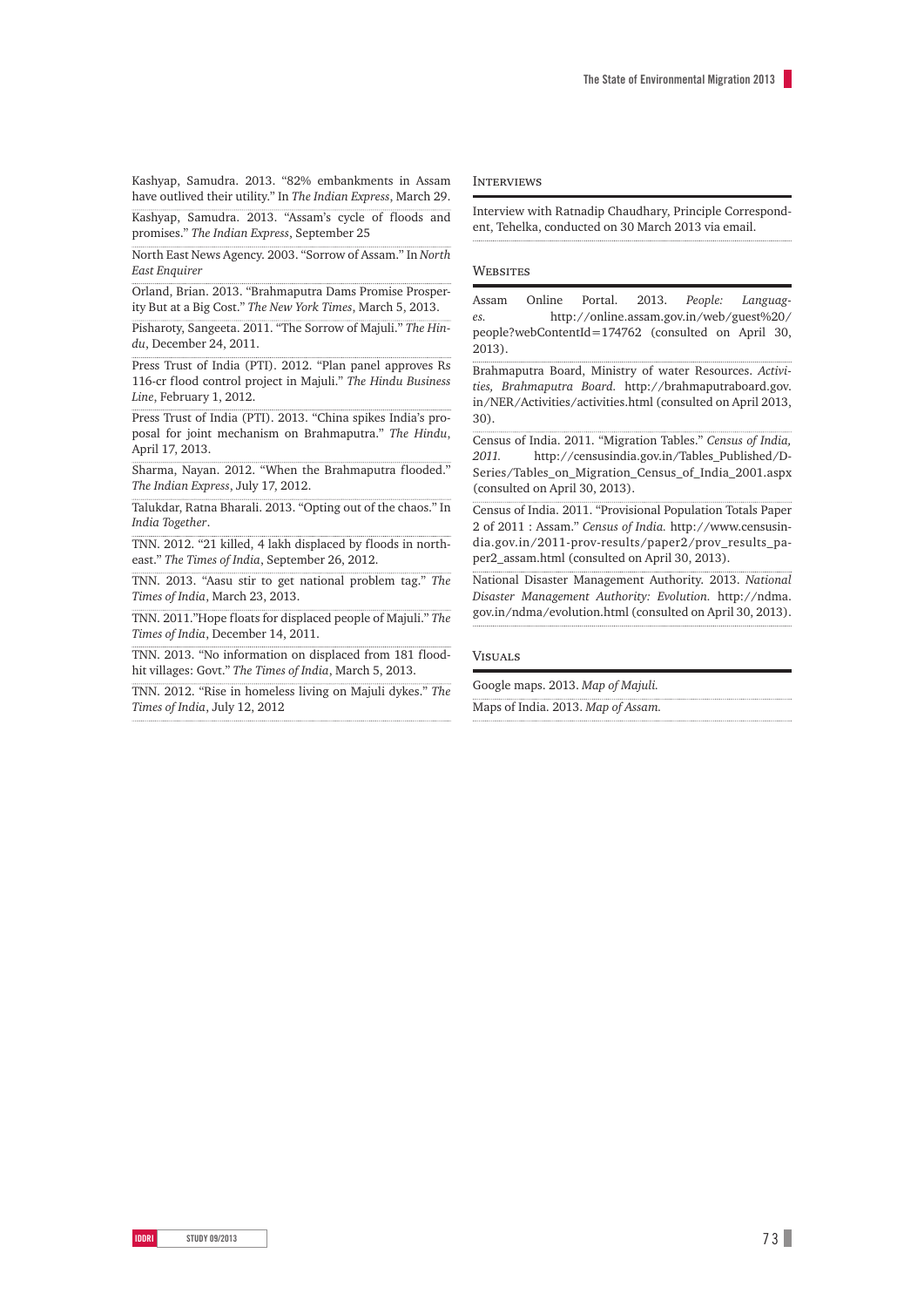Kashyap, Samudra. 2013. "82% embankments in Assam have outlived their utility." In *The Indian Express*, March 29.

Kashyap, Samudra. 2013. "Assam's cycle of floods and promises." *The Indian Express*, September 25

North East News Agency. 2003. "Sorrow of Assam." In *North East Enquirer*

Orland, Brian. 2013. "Brahmaputra Dams Promise Prosperity But at a Big Cost." *The New York Times*, March 5, 2013.

Pisharoty, Sangeeta. 2011. "The Sorrow of Majuli." *The Hindu*, December 24, 2011.

Press Trust of India (PTI). 2012. "Plan panel approves Rs 116-cr flood control project in Majuli." *The Hindu Business Line*, February 1, 2012.

Press Trust of India (PTI). 2013. "China spikes India's proposal for joint mechanism on Brahmaputra." *The Hindu*, April 17, 2013.

Sharma, Nayan. 2012. "When the Brahmaputra flooded." *The Indian Express*, July 17, 2012.

Talukdar, Ratna Bharali. 2013. "Opting out of the chaos." In *India Together*.

TNN. 2012. "21 killed, 4 lakh displaced by floods in north-east." *The Times of India*, September 26, 2012.

TNN. 2013. "Aasu stir to get national problem tag." *The Times of India*, March 23, 2013.

TNN. 2011."Hope floats for displaced people of Majuli." *The Times of India*, December 14, 2011.

TNN. 2013. "No information on displaced from 181 flood-hit villages: Govt." *The Times of India*, March 5, 2013.

TNN. 2012. "Rise in homeless living on Majuli dykes." *The Times of India*, July 12, 2012

## Interviews

Interview with Ratnadip Chaudhary, Principle Correspondent, Tehelka, conducted on 30 March 2013 via email.

## Websites

Assam Online Portal. 2013. *People: Languages.* http://online.assam.gov.in/web/guest%20/people?webContentId=174762 (consulted on April 30, 2013).

Brahmaputra Board, Ministry of water Resources. *Activities, Brahmaputra Board.* http://brahmaputraboard.gov.in/NER/Activities/activities.html (consulted on April 2013, 30).

Census of India. 2011. "Migration Tables." *Census of India, 2011.* http://censusindia.gov.in/Tables_Published/D-Series/Tables_on_Migration_Census_of_India_2001.aspx (consulted on April 30, 2013).

Census of India. 2011. "Provisional Population Totals Paper 2 of 2011 : Assam." *Census of India.* http://www.censusindia.gov.in/2011-prov-results/paper2/prov_results_paper2_assam.html (consulted on April 30, 2013).

National Disaster Management Authority. 2013. *National Disaster Management Authority: Evolution.* http://ndma.gov.in/ndma/evolution.html (consulted on April 30, 2013).

## Visuals

Google maps. 2013. *Map of Majuli.*

Maps of India. 2013. *Map of Assam.*